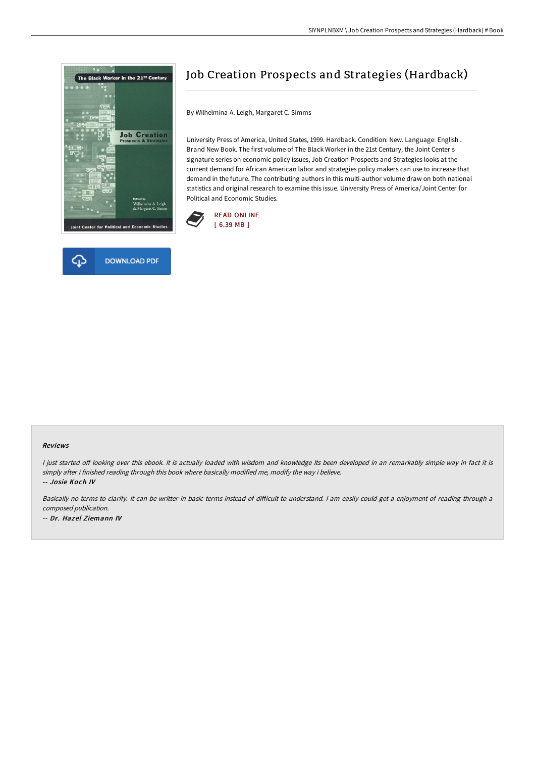# Job Creation Prospects and Strategies (Hardback)

By Wilhelmina A. Leigh, Margaret C. Simms

University Press of America, United States, 1999. Hardback. Condition: New. Language: English . Brand New Book. The first volume of The Black Worker in the 21st Century, the Joint Center s signature series on economic policy issues, Job Creation Prospects and Strategies looks at the current demand for African American labor and strategies policy makers can use to increase that demand in the future. The contributing authors in this multi-author volume draw on both national statistics and original research to examine this issue. University Press of America/Joint Center for Political and Economic Studies.

READ ONLINE
[ 6.39 MB ]

DOWNLOAD PDF

### Reviews

*I just started off looking over this ebook. It is actually loaded with wisdom and knowledge Its been developed in an remarkably simple way in fact it is simply after i finished reading through this book where basically modified me, modify the way i believe.*

-- *Josie Koch IV*

*Basically no terms to clarify. It can be writter in basic terms instead of difficult to understand. I am easily could get a enjoyment of reading through a composed publication.*

-- *Dr. Hazel Ziemann IV*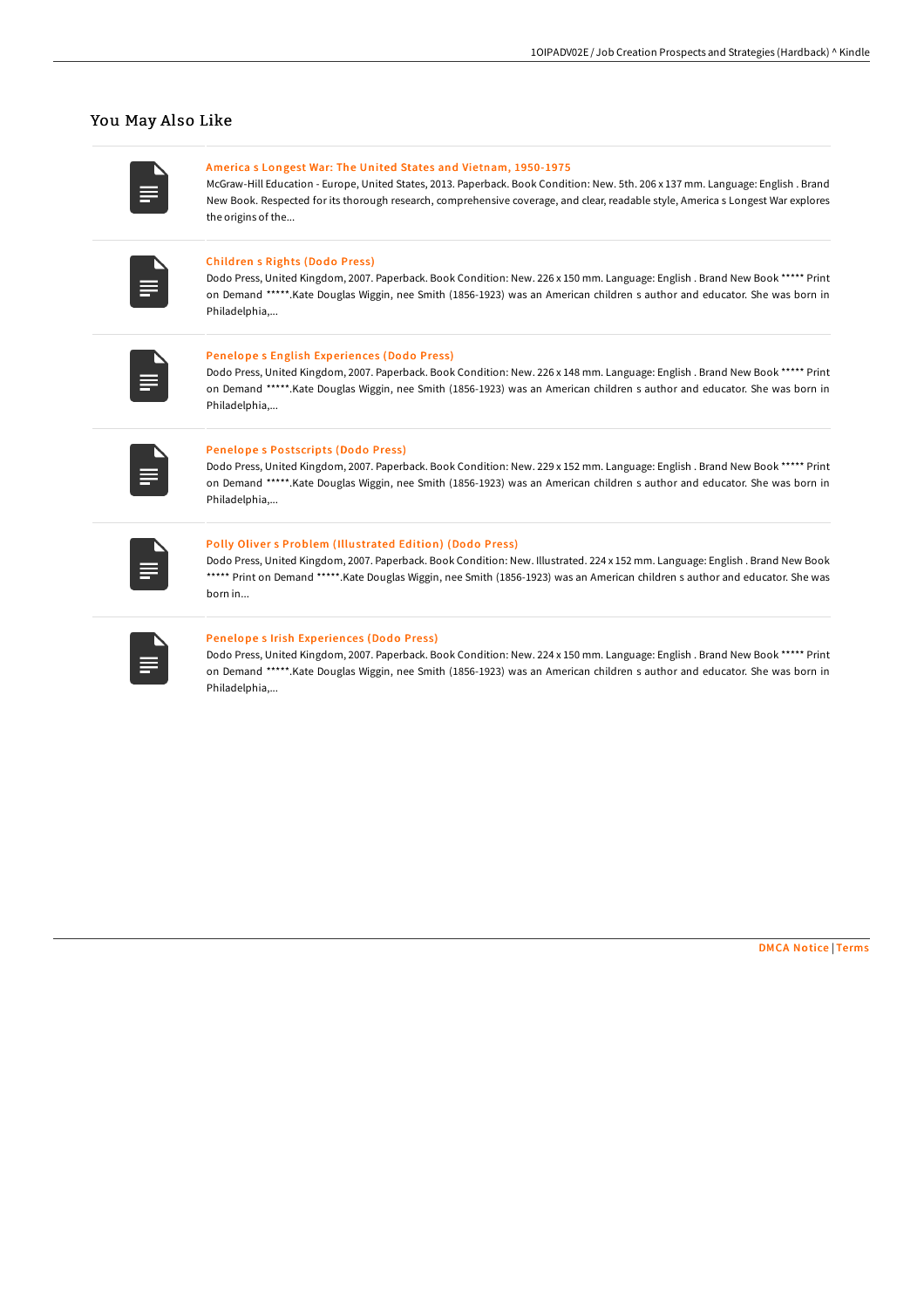## You May Also Like

### America s Longest War: The United States and Vietnam, 1950-1975

McGraw-Hill Education - Europe, United States, 2013. Paperback. Book Condition: New. 5th. 206 x 137 mm. Language: English . Brand New Book. Respected for its thorough research, comprehensive coverage, and clear, readable style, America s Longest War explores the origins of the...

### Children s Rights (Dodo Press)

Dodo Press, United Kingdom, 2007. Paperback. Book Condition: New. 226 x 150 mm. Language: English . Brand New Book ***** Print on Demand *****.Kate Douglas Wiggin, nee Smith (1856-1923) was an American children s author and educator. She was born in Philadelphia,...

### Penelope s English Experiences (Dodo Press)

Dodo Press, United Kingdom, 2007. Paperback. Book Condition: New. 226 x 148 mm. Language: English . Brand New Book ***** Print on Demand *****.Kate Douglas Wiggin, nee Smith (1856-1923) was an American children s author and educator. She was born in Philadelphia,...

### Penelope s Postscripts (Dodo Press)

Dodo Press, United Kingdom, 2007. Paperback. Book Condition: New. 229 x 152 mm. Language: English . Brand New Book ***** Print on Demand *****.Kate Douglas Wiggin, nee Smith (1856-1923) was an American children s author and educator. She was born in Philadelphia,...

### Polly Oliver s Problem (Illustrated Edition) (Dodo Press)

Dodo Press, United Kingdom, 2007. Paperback. Book Condition: New. Illustrated. 224 x 152 mm. Language: English . Brand New Book ***** Print on Demand *****.Kate Douglas Wiggin, nee Smith (1856-1923) was an American children s author and educator. She was born in...

### Penelope s Irish Experiences (Dodo Press)

Dodo Press, United Kingdom, 2007. Paperback. Book Condition: New. 224 x 150 mm. Language: English . Brand New Book ***** Print on Demand *****.Kate Douglas Wiggin, nee Smith (1856-1923) was an American children s author and educator. She was born in Philadelphia,...

DMCA Notice | Terms